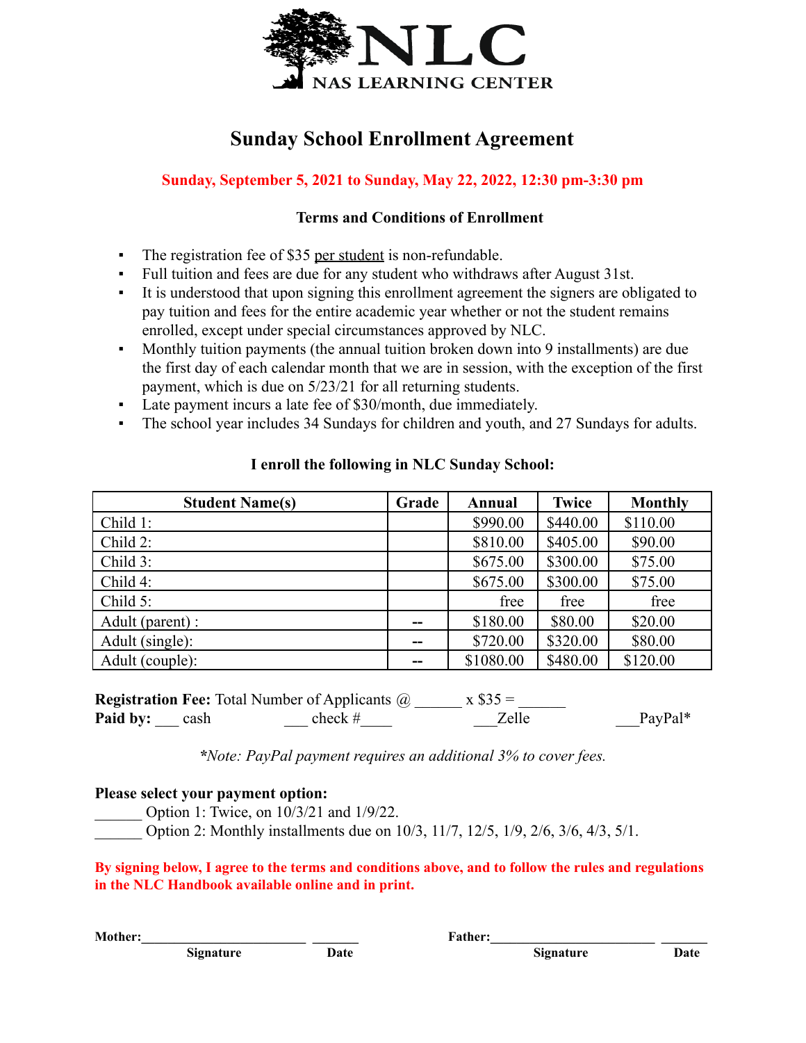# NLC
NAS LEARNING CENTER

## Sunday School Enrollment Agreement

**Sunday, September 5, 2021 to Sunday, May 22, 2022, 12:30 pm-3:30 pm**

### Terms and Conditions of Enrollment

- The registration fee of $35 per student is non-refundable.
- Full tuition and fees are due for any student who withdraws after August 31st.
- It is understood that upon signing this enrollment agreement the signers are obligated to pay tuition and fees for the entire academic year whether or not the student remains enrolled, except under special circumstances approved by NLC.
- Monthly tuition payments (the annual tuition broken down into 9 installments) are due the first day of each calendar month that we are in session, with the exception of the first payment, which is due on 5/23/21 for all returning students.
- Late payment incurs a late fee of $30/month, due immediately.
- The school year includes 34 Sundays for children and youth, and 27 Sundays for adults.

**I enroll the following in NLC Sunday School:**

| Student Name(s) | Grade | Annual | Twice | Monthly |
|---|---|---|---|---|
| Child 1: | | $990.00 | $440.00 | $110.00 |
| Child 2: | | $810.00 | $405.00 | $90.00 |
| Child 3: | | $675.00 | $300.00 | $75.00 |
| Child 4: | | $675.00 | $300.00 | $75.00 |
| Child 5: | | free | free | free |
| Adult (parent) : | -- | $180.00 | $80.00 | $20.00 |
| Adult (single): | -- | $720.00 | $320.00 | $80.00 |
| Adult (couple): | -- | $1080.00 | $480.00 | $120.00 |

**Registration Fee:** Total Number of Applicants @ ______ x $35 = ______

**Paid by:** ___ cash ___ check #____ ___Zelle ___PayPal*

*\*Note: PayPal payment requires an additional 3% to cover fees.*

**Please select your payment option:**

______ Option 1: Twice, on 10/3/21 and 1/9/22.

______ Option 2: Monthly installments due on 10/3, 11/7, 12/5, 1/9, 2/6, 3/6, 4/3, 5/1.

**By signing below, I agree to the terms and conditions above, and to follow the rules and regulations in the NLC Handbook available online and in print.**

**Mother:**________________________ _______ **Father:**________________________ _______

**Signature** **Date** **Signature** **Date**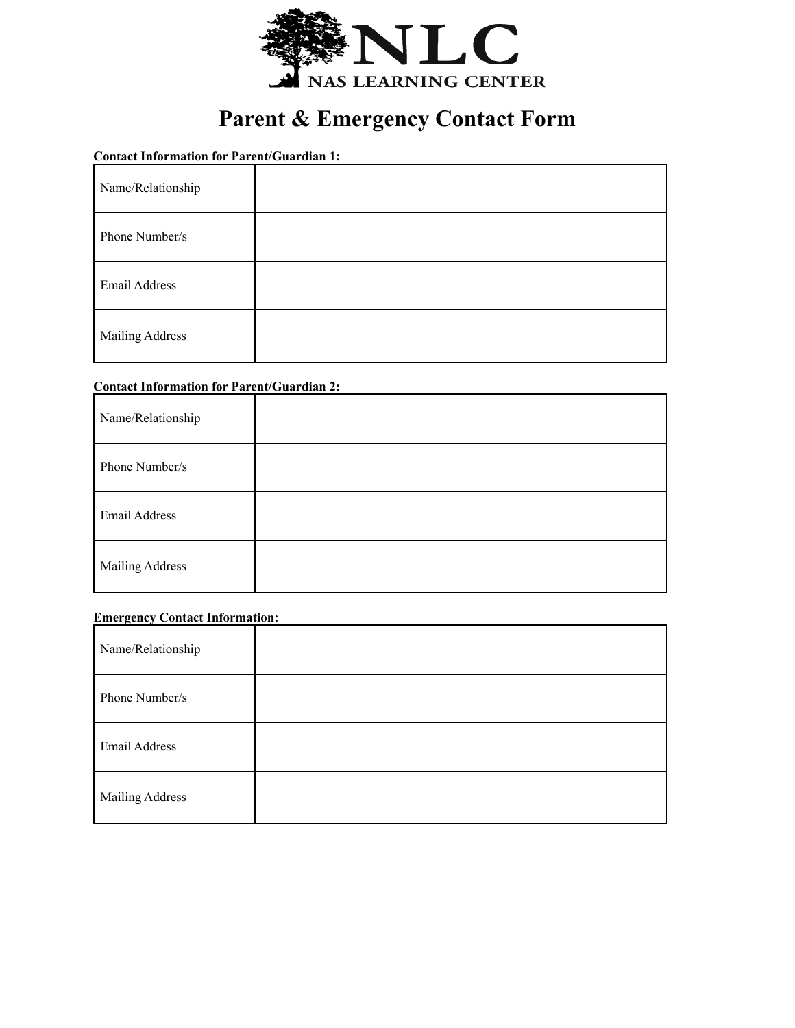NLC
NAS LEARNING CENTER

# Parent & Emergency Contact Form

**Contact Information for Parent/Guardian 1:**

| | |
|---|---|
| Name/Relationship | |
| Phone Number/s | |
| Email Address | |
| Mailing Address | |

**Contact Information for Parent/Guardian 2:**

| | |
|---|---|
| Name/Relationship | |
| Phone Number/s | |
| Email Address | |
| Mailing Address | |

**Emergency Contact Information:**

| | |
|---|---|
| Name/Relationship | |
| Phone Number/s | |
| Email Address | |
| Mailing Address | |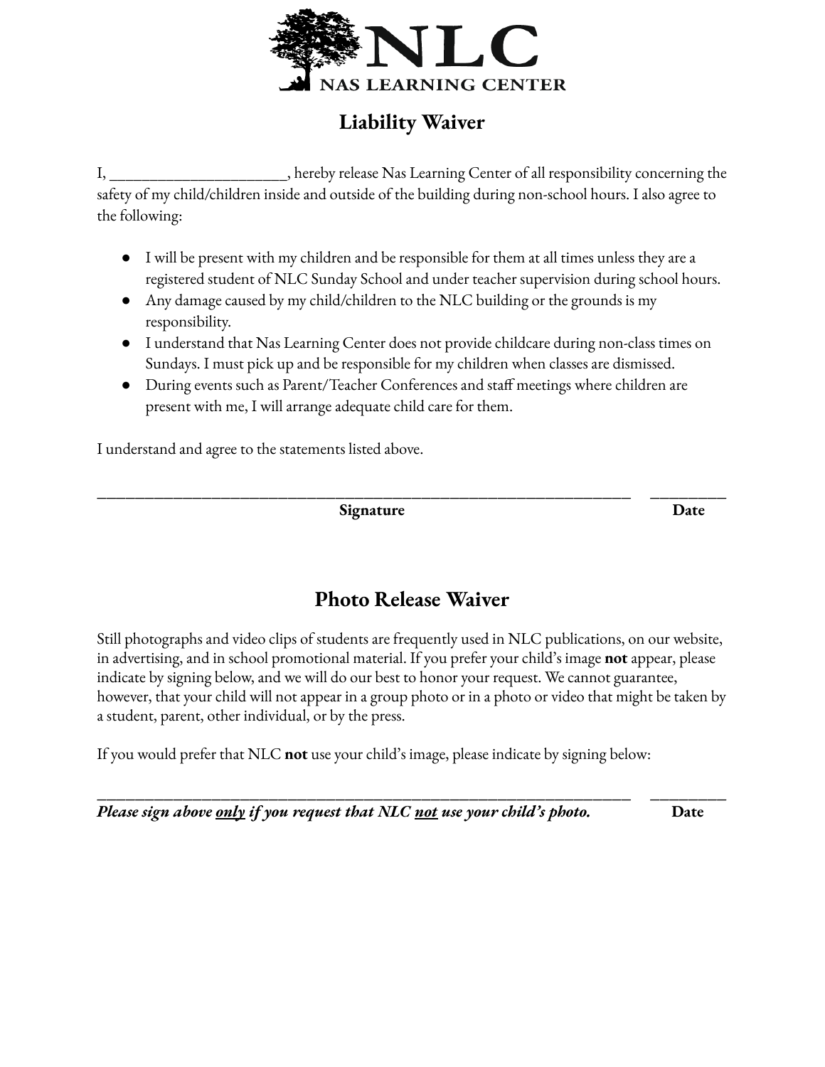# NLC
NAS LEARNING CENTER

## Liability Waiver

I, ______________________, hereby release Nas Learning Center of all responsibility concerning the safety of my child/children inside and outside of the building during non-school hours. I also agree to the following:

- I will be present with my children and be responsible for them at all times unless they are a registered student of NLC Sunday School and under teacher supervision during school hours.
- Any damage caused by my child/children to the NLC building or the grounds is my responsibility.
- I understand that Nas Learning Center does not provide childcare during non-class times on Sundays. I must pick up and be responsible for my children when classes are dismissed.
- During events such as Parent/Teacher Conferences and staff meetings where children are present with me, I will arrange adequate child care for them.

I understand and agree to the statements listed above.

____________________________________________________________________ __________
**Signature** **Date**

## Photo Release Waiver

Still photographs and video clips of students are frequently used in NLC publications, on our website, in advertising, and in school promotional material. If you prefer your child's image **not** appear, please indicate by signing below, and we will do our best to honor your request. We cannot guarantee, however, that your child will not appear in a group photo or in a photo or video that might be taken by a student, parent, other individual, or by the press.

If you would prefer that NLC **not** use your child's image, please indicate by signing below:

____________________________________________________________________ __________
***Please sign above <u>only</u> if you request that NLC <u>not</u> use your child's photo.*** **Date**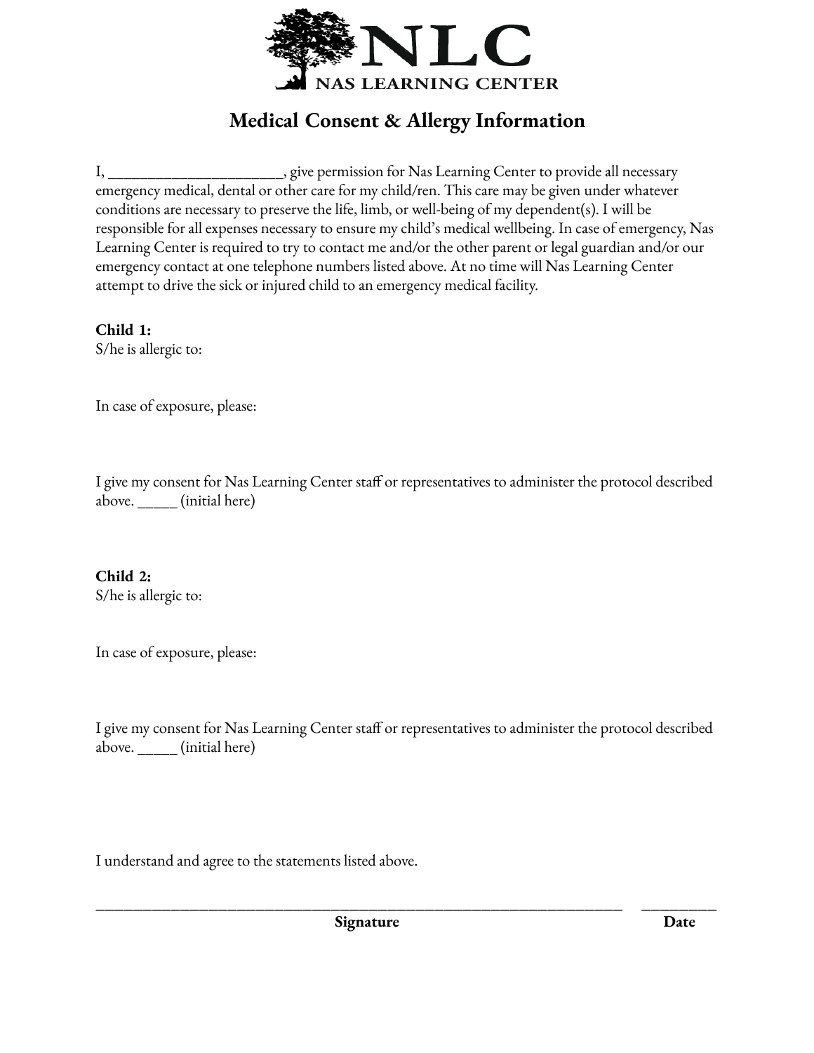# NLC

NAS LEARNING CENTER

## Medical Consent & Allergy Information

I, ______________________, give permission for Nas Learning Center to provide all necessary emergency medical, dental or other care for my child/ren. This care may be given under whatever conditions are necessary to preserve the life, limb, or well-being of my dependent(s). I will be responsible for all expenses necessary to ensure my child's medical wellbeing. In case of emergency, Nas Learning Center is required to try to contact me and/or the other parent or legal guardian and/or our emergency contact at one telephone numbers listed above. At no time will Nas Learning Center attempt to drive the sick or injured child to an emergency medical facility.

**Child 1:**
S/he is allergic to:

In case of exposure, please:

I give my consent for Nas Learning Center staff or representatives to administer the protocol described above. _____ (initial here)

**Child 2:**
S/he is allergic to:

In case of exposure, please:

I give my consent for Nas Learning Center staff or representatives to administer the protocol described above. _____ (initial here)

I understand and agree to the statements listed above.

______________________________________________________________________ __________

**Signature** **Date**